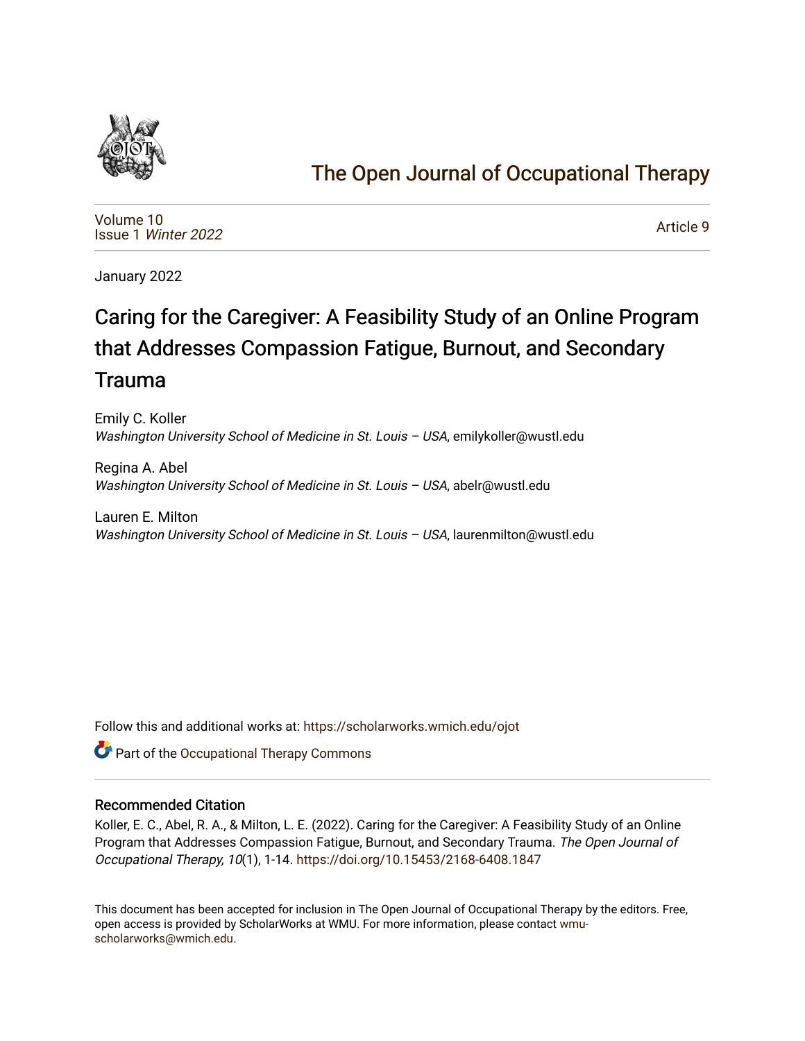# The Open Journal of Occupational Therapy

Volume 10
Issue 1 *Winter 2022*

Article 9

January 2022

## Caring for the Caregiver: A Feasibility Study of an Online Program that Addresses Compassion Fatigue, Burnout, and Secondary Trauma

Emily C. Koller
*Washington University School of Medicine in St. Louis – USA*, emilykoller@wustl.edu

Regina A. Abel
*Washington University School of Medicine in St. Louis – USA*, abelr@wustl.edu

Lauren E. Milton
*Washington University School of Medicine in St. Louis – USA*, laurenmilton@wustl.edu

Follow this and additional works at: https://scholarworks.wmich.edu/ojot

Part of the Occupational Therapy Commons

### Recommended Citation

Koller, E. C., Abel, R. A., & Milton, L. E. (2022). Caring for the Caregiver: A Feasibility Study of an Online Program that Addresses Compassion Fatigue, Burnout, and Secondary Trauma. *The Open Journal of Occupational Therapy, 10*(1), 1-14. https://doi.org/10.15453/2168-6408.1847

This document has been accepted for inclusion in The Open Journal of Occupational Therapy by the editors. Free, open access is provided by ScholarWorks at WMU. For more information, please contact wmu-scholarworks@wmich.edu.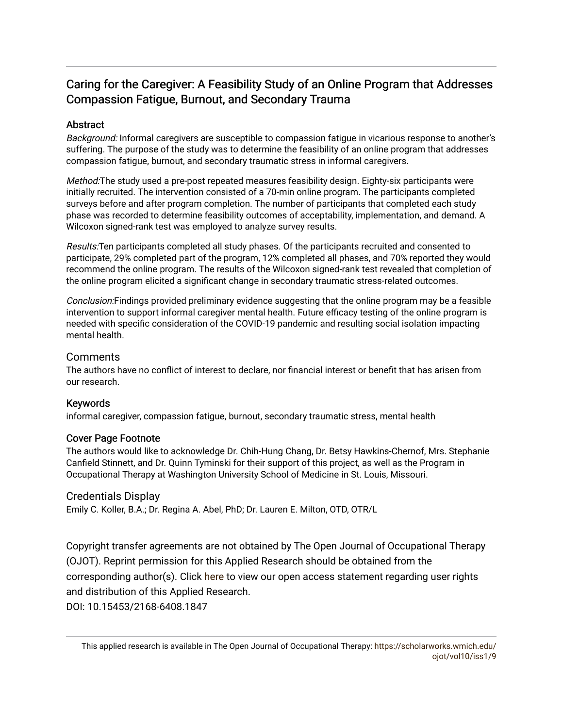# Caring for the Caregiver: A Feasibility Study of an Online Program that Addresses Compassion Fatigue, Burnout, and Secondary Trauma

## Abstract

*Background:* Informal caregivers are susceptible to compassion fatigue in vicarious response to another's suffering. The purpose of the study was to determine the feasibility of an online program that addresses compassion fatigue, burnout, and secondary traumatic stress in informal caregivers.

*Method:*The study used a pre-post repeated measures feasibility design. Eighty-six participants were initially recruited. The intervention consisted of a 70-min online program. The participants completed surveys before and after program completion. The number of participants that completed each study phase was recorded to determine feasibility outcomes of acceptability, implementation, and demand. A Wilcoxon signed-rank test was employed to analyze survey results.

*Results:*Ten participants completed all study phases. Of the participants recruited and consented to participate, 29% completed part of the program, 12% completed all phases, and 70% reported they would recommend the online program. The results of the Wilcoxon signed-rank test revealed that completion of the online program elicited a significant change in secondary traumatic stress-related outcomes.

*Conclusion:*Findings provided preliminary evidence suggesting that the online program may be a feasible intervention to support informal caregiver mental health. Future efficacy testing of the online program is needed with specific consideration of the COVID-19 pandemic and resulting social isolation impacting mental health.

## Comments

The authors have no conflict of interest to declare, nor financial interest or benefit that has arisen from our research.

## Keywords

informal caregiver, compassion fatigue, burnout, secondary traumatic stress, mental health

## Cover Page Footnote

The authors would like to acknowledge Dr. Chih-Hung Chang, Dr. Betsy Hawkins-Chernof, Mrs. Stephanie Canfield Stinnett, and Dr. Quinn Tyminski for their support of this project, as well as the Program in Occupational Therapy at Washington University School of Medicine in St. Louis, Missouri.

## Credentials Display

Emily C. Koller, B.A.; Dr. Regina A. Abel, PhD; Dr. Lauren E. Milton, OTD, OTR/L

Copyright transfer agreements are not obtained by The Open Journal of Occupational Therapy (OJOT). Reprint permission for this Applied Research should be obtained from the corresponding author(s). Click here to view our open access statement regarding user rights and distribution of this Applied Research.

DOI: 10.15453/2168-6408.1847

This applied research is available in The Open Journal of Occupational Therapy: https://scholarworks.wmich.edu/ojot/vol10/iss1/9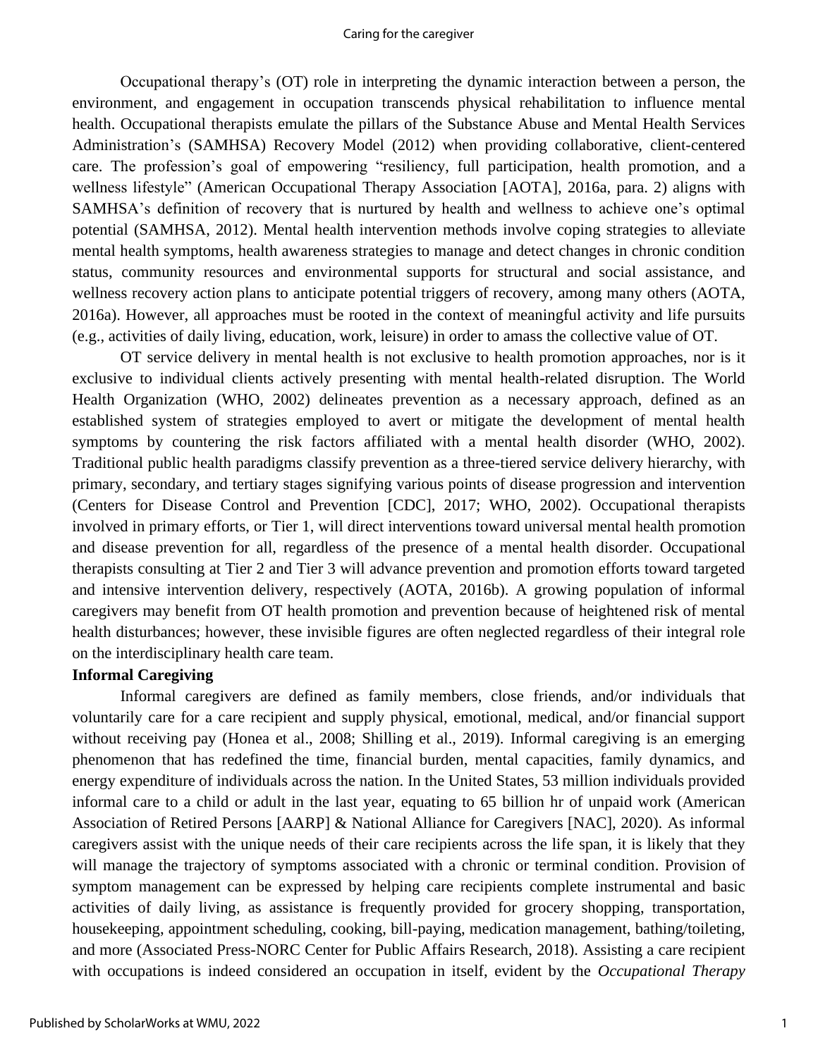Occupational therapy's (OT) role in interpreting the dynamic interaction between a person, the environment, and engagement in occupation transcends physical rehabilitation to influence mental health. Occupational therapists emulate the pillars of the Substance Abuse and Mental Health Services Administration's (SAMHSA) Recovery Model (2012) when providing collaborative, client-centered care. The profession's goal of empowering "resiliency, full participation, health promotion, and a wellness lifestyle" (American Occupational Therapy Association [AOTA], 2016a, para. 2) aligns with SAMHSA's definition of recovery that is nurtured by health and wellness to achieve one's optimal potential (SAMHSA, 2012). Mental health intervention methods involve coping strategies to alleviate mental health symptoms, health awareness strategies to manage and detect changes in chronic condition status, community resources and environmental supports for structural and social assistance, and wellness recovery action plans to anticipate potential triggers of recovery, among many others (AOTA, 2016a). However, all approaches must be rooted in the context of meaningful activity and life pursuits (e.g., activities of daily living, education, work, leisure) in order to amass the collective value of OT.

OT service delivery in mental health is not exclusive to health promotion approaches, nor is it exclusive to individual clients actively presenting with mental health-related disruption. The World Health Organization (WHO, 2002) delineates prevention as a necessary approach, defined as an established system of strategies employed to avert or mitigate the development of mental health symptoms by countering the risk factors affiliated with a mental health disorder (WHO, 2002). Traditional public health paradigms classify prevention as a three-tiered service delivery hierarchy, with primary, secondary, and tertiary stages signifying various points of disease progression and intervention (Centers for Disease Control and Prevention [CDC], 2017; WHO, 2002). Occupational therapists involved in primary efforts, or Tier 1, will direct interventions toward universal mental health promotion and disease prevention for all, regardless of the presence of a mental health disorder. Occupational therapists consulting at Tier 2 and Tier 3 will advance prevention and promotion efforts toward targeted and intensive intervention delivery, respectively (AOTA, 2016b). A growing population of informal caregivers may benefit from OT health promotion and prevention because of heightened risk of mental health disturbances; however, these invisible figures are often neglected regardless of their integral role on the interdisciplinary health care team.

**Informal Caregiving**

Informal caregivers are defined as family members, close friends, and/or individuals that voluntarily care for a care recipient and supply physical, emotional, medical, and/or financial support without receiving pay (Honea et al., 2008; Shilling et al., 2019). Informal caregiving is an emerging phenomenon that has redefined the time, financial burden, mental capacities, family dynamics, and energy expenditure of individuals across the nation. In the United States, 53 million individuals provided informal care to a child or adult in the last year, equating to 65 billion hr of unpaid work (American Association of Retired Persons [AARP] & National Alliance for Caregivers [NAC], 2020). As informal caregivers assist with the unique needs of their care recipients across the life span, it is likely that they will manage the trajectory of symptoms associated with a chronic or terminal condition. Provision of symptom management can be expressed by helping care recipients complete instrumental and basic activities of daily living, as assistance is frequently provided for grocery shopping, transportation, housekeeping, appointment scheduling, cooking, bill-paying, medication management, bathing/toileting, and more (Associated Press-NORC Center for Public Affairs Research, 2018). Assisting a care recipient with occupations is indeed considered an occupation in itself, evident by the *Occupational Therapy*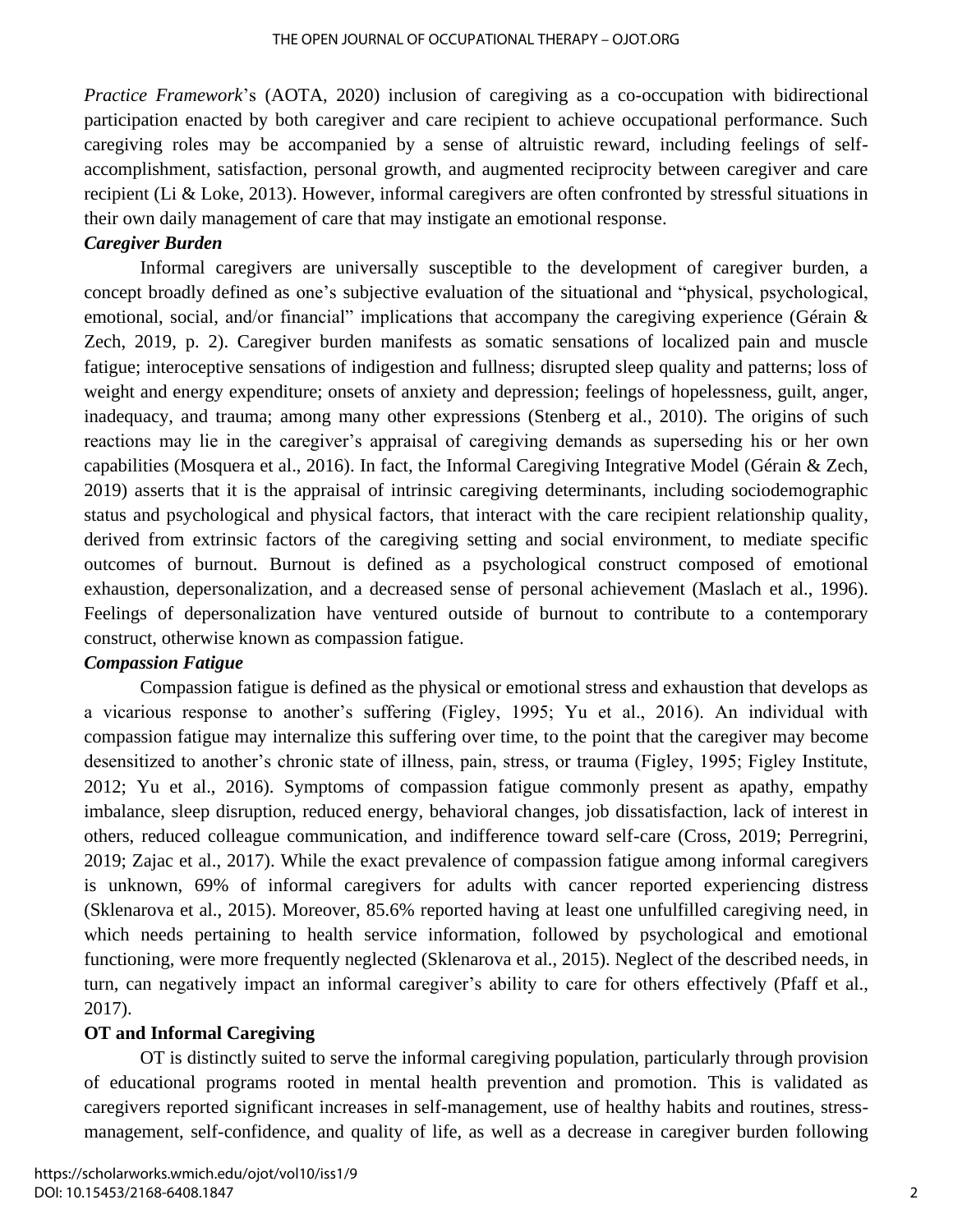*Practice Framework*'s (AOTA, 2020) inclusion of caregiving as a co-occupation with bidirectional participation enacted by both caregiver and care recipient to achieve occupational performance. Such caregiving roles may be accompanied by a sense of altruistic reward, including feelings of self-accomplishment, satisfaction, personal growth, and augmented reciprocity between caregiver and care recipient (Li & Loke, 2013). However, informal caregivers are often confronted by stressful situations in their own daily management of care that may instigate an emotional response.

### *Caregiver Burden*

Informal caregivers are universally susceptible to the development of caregiver burden, a concept broadly defined as one's subjective evaluation of the situational and "physical, psychological, emotional, social, and/or financial" implications that accompany the caregiving experience (Gérain & Zech, 2019, p. 2). Caregiver burden manifests as somatic sensations of localized pain and muscle fatigue; interoceptive sensations of indigestion and fullness; disrupted sleep quality and patterns; loss of weight and energy expenditure; onsets of anxiety and depression; feelings of hopelessness, guilt, anger, inadequacy, and trauma; among many other expressions (Stenberg et al., 2010). The origins of such reactions may lie in the caregiver's appraisal of caregiving demands as superseding his or her own capabilities (Mosquera et al., 2016). In fact, the Informal Caregiving Integrative Model (Gérain & Zech, 2019) asserts that it is the appraisal of intrinsic caregiving determinants, including sociodemographic status and psychological and physical factors, that interact with the care recipient relationship quality, derived from extrinsic factors of the caregiving setting and social environment, to mediate specific outcomes of burnout. Burnout is defined as a psychological construct composed of emotional exhaustion, depersonalization, and a decreased sense of personal achievement (Maslach et al., 1996). Feelings of depersonalization have ventured outside of burnout to contribute to a contemporary construct, otherwise known as compassion fatigue.

### *Compassion Fatigue*

Compassion fatigue is defined as the physical or emotional stress and exhaustion that develops as a vicarious response to another's suffering (Figley, 1995; Yu et al., 2016). An individual with compassion fatigue may internalize this suffering over time, to the point that the caregiver may become desensitized to another's chronic state of illness, pain, stress, or trauma (Figley, 1995; Figley Institute, 2012; Yu et al., 2016). Symptoms of compassion fatigue commonly present as apathy, empathy imbalance, sleep disruption, reduced energy, behavioral changes, job dissatisfaction, lack of interest in others, reduced colleague communication, and indifference toward self-care (Cross, 2019; Perregrini, 2019; Zajac et al., 2017). While the exact prevalence of compassion fatigue among informal caregivers is unknown, 69% of informal caregivers for adults with cancer reported experiencing distress (Sklenarova et al., 2015). Moreover, 85.6% reported having at least one unfulfilled caregiving need, in which needs pertaining to health service information, followed by psychological and emotional functioning, were more frequently neglected (Sklenarova et al., 2015). Neglect of the described needs, in turn, can negatively impact an informal caregiver's ability to care for others effectively (Pfaff et al., 2017).

## OT and Informal Caregiving

OT is distinctly suited to serve the informal caregiving population, particularly through provision of educational programs rooted in mental health prevention and promotion. This is validated as caregivers reported significant increases in self-management, use of healthy habits and routines, stress-management, self-confidence, and quality of life, as well as a decrease in caregiver burden following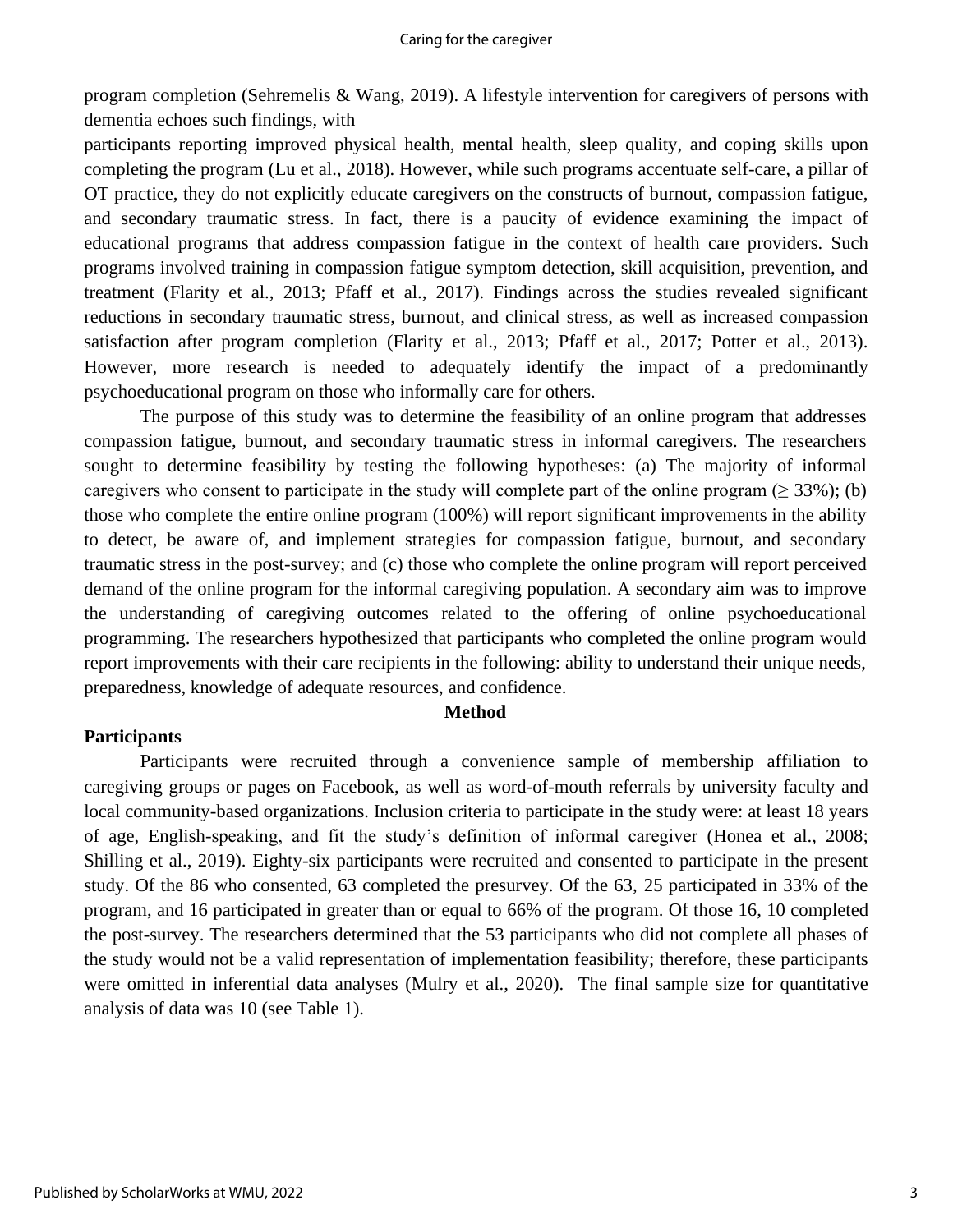program completion (Sehremelis & Wang, 2019). A lifestyle intervention for caregivers of persons with dementia echoes such findings, with participants reporting improved physical health, mental health, sleep quality, and coping skills upon completing the program (Lu et al., 2018). However, while such programs accentuate self-care, a pillar of OT practice, they do not explicitly educate caregivers on the constructs of burnout, compassion fatigue, and secondary traumatic stress. In fact, there is a paucity of evidence examining the impact of educational programs that address compassion fatigue in the context of health care providers. Such programs involved training in compassion fatigue symptom detection, skill acquisition, prevention, and treatment (Flarity et al., 2013; Pfaff et al., 2017). Findings across the studies revealed significant reductions in secondary traumatic stress, burnout, and clinical stress, as well as increased compassion satisfaction after program completion (Flarity et al., 2013; Pfaff et al., 2017; Potter et al., 2013). However, more research is needed to adequately identify the impact of a predominantly psychoeducational program on those who informally care for others.

The purpose of this study was to determine the feasibility of an online program that addresses compassion fatigue, burnout, and secondary traumatic stress in informal caregivers. The researchers sought to determine feasibility by testing the following hypotheses: (a) The majority of informal caregivers who consent to participate in the study will complete part of the online program ($\geq$ 33%); (b) those who complete the entire online program (100%) will report significant improvements in the ability to detect, be aware of, and implement strategies for compassion fatigue, burnout, and secondary traumatic stress in the post-survey; and (c) those who complete the online program will report perceived demand of the online program for the informal caregiving population. A secondary aim was to improve the understanding of caregiving outcomes related to the offering of online psychoeducational programming. The researchers hypothesized that participants who completed the online program would report improvements with their care recipients in the following: ability to understand their unique needs, preparedness, knowledge of adequate resources, and confidence.

## Method

### Participants

Participants were recruited through a convenience sample of membership affiliation to caregiving groups or pages on Facebook, as well as word-of-mouth referrals by university faculty and local community-based organizations. Inclusion criteria to participate in the study were: at least 18 years of age, English-speaking, and fit the study's definition of informal caregiver (Honea et al., 2008; Shilling et al., 2019). Eighty-six participants were recruited and consented to participate in the present study. Of the 86 who consented, 63 completed the presurvey. Of the 63, 25 participated in 33% of the program, and 16 participated in greater than or equal to 66% of the program. Of those 16, 10 completed the post-survey. The researchers determined that the 53 participants who did not complete all phases of the study would not be a valid representation of implementation feasibility; therefore, these participants were omitted in inferential data analyses (Mulry et al., 2020). The final sample size for quantitative analysis of data was 10 (see Table 1).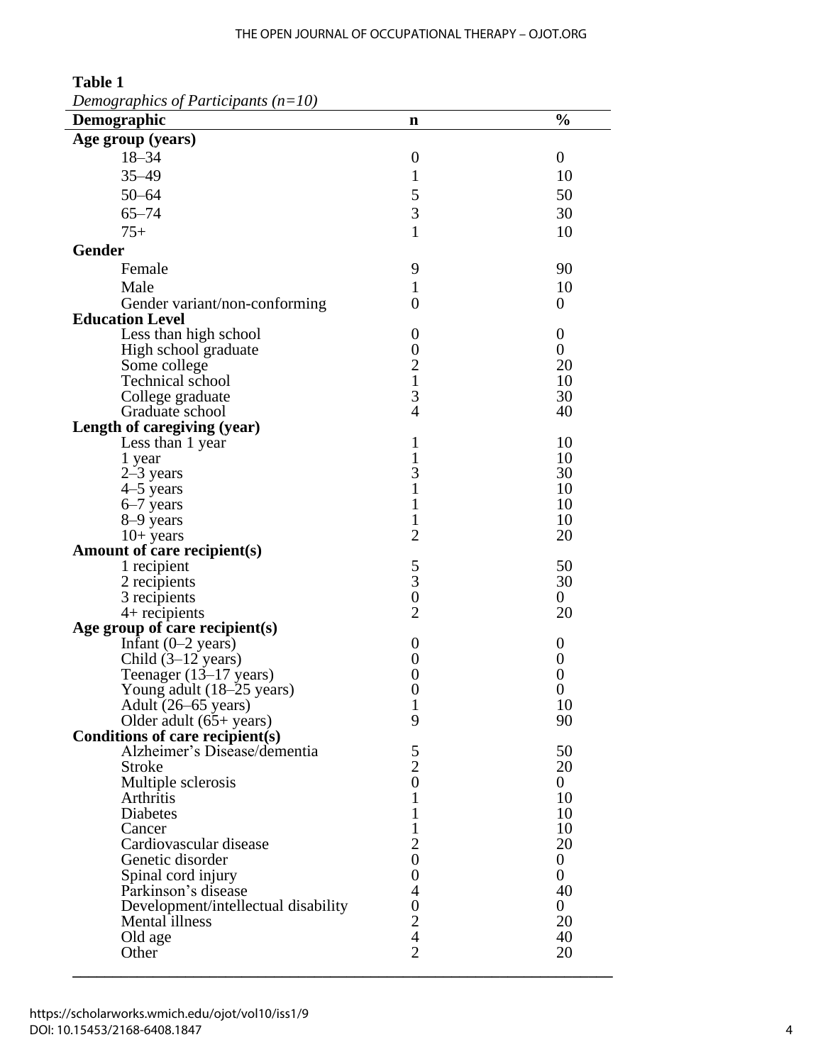**Table 1**

*Demographics of Participants (n=10)*

| Demographic | n | % |
|---|---|---|
| **Age group (years)** | | |
| 18–34 | 0 | 0 |
| 35–49 | 1 | 10 |
| 50–64 | 5 | 50 |
| 65–74 | 3 | 30 |
| 75+ | 1 | 10 |
| **Gender** | | |
| Female | 9 | 90 |
| Male | 1 | 10 |
| Gender variant/non-conforming | 0 | 0 |
| **Education Level** | | |
| Less than high school | 0 | 0 |
| High school graduate | 0 | 0 |
| Some college | 2 | 20 |
| Technical school | 1 | 10 |
| College graduate | 3 | 30 |
| Graduate school | 4 | 40 |
| **Length of caregiving (year)** | | |
| Less than 1 year | 1 | 10 |
| 1 year | 1 | 10 |
| 2–3 years | 3 | 30 |
| 4–5 years | 1 | 10 |
| 6–7 years | 1 | 10 |
| 8–9 years | 1 | 10 |
| 10+ years | 2 | 20 |
| **Amount of care recipient(s)** | | |
| 1 recipient | 5 | 50 |
| 2 recipients | 3 | 30 |
| 3 recipients | 0 | 0 |
| 4+ recipients | 2 | 20 |
| **Age group of care recipient(s)** | | |
| Infant (0–2 years) | 0 | 0 |
| Child (3–12 years) | 0 | 0 |
| Teenager (13–17 years) | 0 | 0 |
| Young adult (18–25 years) | 0 | 0 |
| Adult (26–65 years) | 1 | 10 |
| Older adult (65+ years) | 9 | 90 |
| **Conditions of care recipient(s)** | | |
| Alzheimer's Disease/dementia | 5 | 50 |
| Stroke | 2 | 20 |
| Multiple sclerosis | 0 | 0 |
| Arthritis | 1 | 10 |
| Diabetes | 1 | 10 |
| Cancer | 1 | 10 |
| Cardiovascular disease | 2 | 20 |
| Genetic disorder | 0 | 0 |
| Spinal cord injury | 0 | 0 |
| Parkinson's disease | 4 | 40 |
| Development/intellectual disability | 0 | 0 |
| Mental illness | 2 | 20 |
| Old age | 4 | 40 |
| Other | 2 | 20 |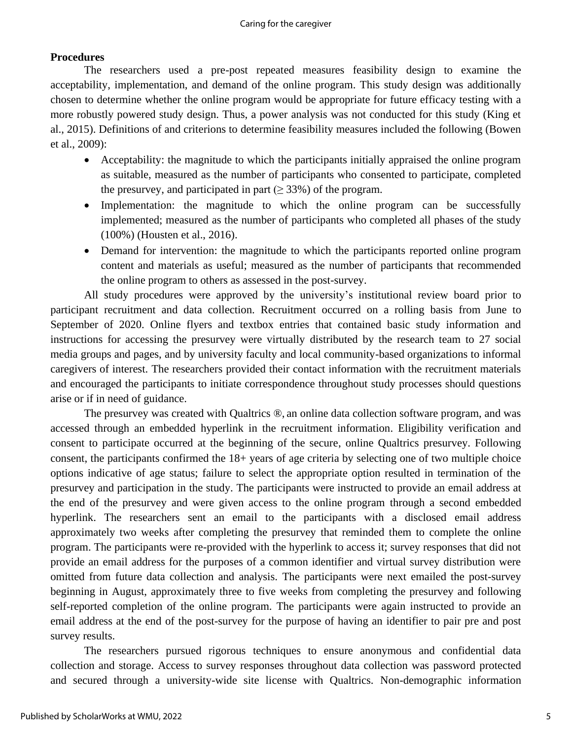**Procedures**

The researchers used a pre-post repeated measures feasibility design to examine the acceptability, implementation, and demand of the online program. This study design was additionally chosen to determine whether the online program would be appropriate for future efficacy testing with a more robustly powered study design. Thus, a power analysis was not conducted for this study (King et al., 2015). Definitions of and criterions to determine feasibility measures included the following (Bowen et al., 2009):

- Acceptability: the magnitude to which the participants initially appraised the online program as suitable, measured as the number of participants who consented to participate, completed the presurvey, and participated in part (≥ 33%) of the program.
- Implementation: the magnitude to which the online program can be successfully implemented; measured as the number of participants who completed all phases of the study (100%) (Housten et al., 2016).
- Demand for intervention: the magnitude to which the participants reported online program content and materials as useful; measured as the number of participants that recommended the online program to others as assessed in the post-survey.

All study procedures were approved by the university's institutional review board prior to participant recruitment and data collection. Recruitment occurred on a rolling basis from June to September of 2020. Online flyers and textbox entries that contained basic study information and instructions for accessing the presurvey were virtually distributed by the research team to 27 social media groups and pages, and by university faculty and local community-based organizations to informal caregivers of interest. The researchers provided their contact information with the recruitment materials and encouraged the participants to initiate correspondence throughout study processes should questions arise or if in need of guidance.

The presurvey was created with Qualtrics ®, an online data collection software program, and was accessed through an embedded hyperlink in the recruitment information. Eligibility verification and consent to participate occurred at the beginning of the secure, online Qualtrics presurvey. Following consent, the participants confirmed the 18+ years of age criteria by selecting one of two multiple choice options indicative of age status; failure to select the appropriate option resulted in termination of the presurvey and participation in the study. The participants were instructed to provide an email address at the end of the presurvey and were given access to the online program through a second embedded hyperlink. The researchers sent an email to the participants with a disclosed email address approximately two weeks after completing the presurvey that reminded them to complete the online program. The participants were re-provided with the hyperlink to access it; survey responses that did not provide an email address for the purposes of a common identifier and virtual survey distribution were omitted from future data collection and analysis. The participants were next emailed the post-survey beginning in August, approximately three to five weeks from completing the presurvey and following self-reported completion of the online program. The participants were again instructed to provide an email address at the end of the post-survey for the purpose of having an identifier to pair pre and post survey results.

The researchers pursued rigorous techniques to ensure anonymous and confidential data collection and storage. Access to survey responses throughout data collection was password protected and secured through a university-wide site license with Qualtrics. Non-demographic information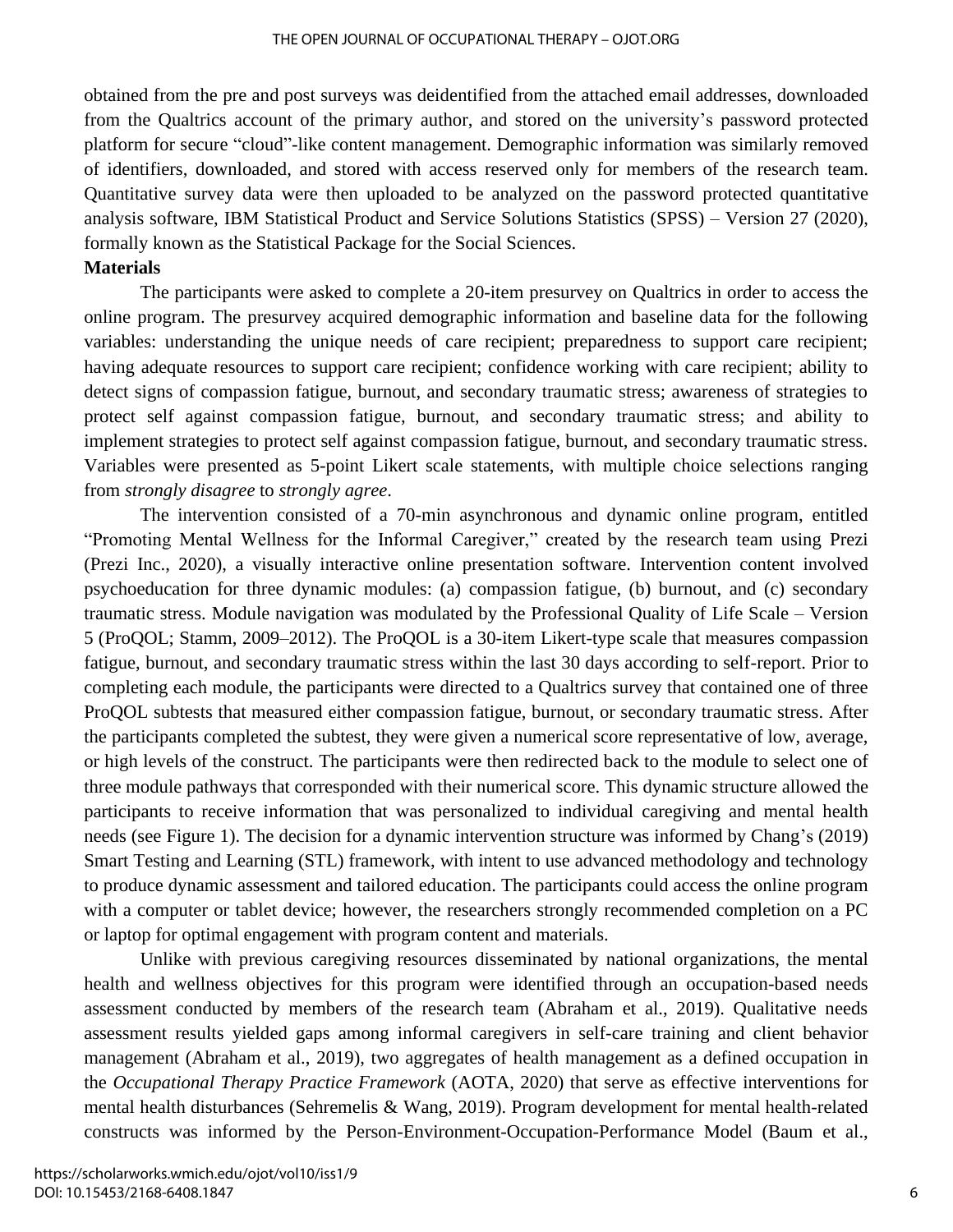obtained from the pre and post surveys was deidentified from the attached email addresses, downloaded from the Qualtrics account of the primary author, and stored on the university's password protected platform for secure "cloud"-like content management. Demographic information was similarly removed of identifiers, downloaded, and stored with access reserved only for members of the research team. Quantitative survey data were then uploaded to be analyzed on the password protected quantitative analysis software, IBM Statistical Product and Service Solutions Statistics (SPSS) – Version 27 (2020), formally known as the Statistical Package for the Social Sciences.

**Materials**

The participants were asked to complete a 20-item presurvey on Qualtrics in order to access the online program. The presurvey acquired demographic information and baseline data for the following variables: understanding the unique needs of care recipient; preparedness to support care recipient; having adequate resources to support care recipient; confidence working with care recipient; ability to detect signs of compassion fatigue, burnout, and secondary traumatic stress; awareness of strategies to protect self against compassion fatigue, burnout, and secondary traumatic stress; and ability to implement strategies to protect self against compassion fatigue, burnout, and secondary traumatic stress. Variables were presented as 5-point Likert scale statements, with multiple choice selections ranging from *strongly disagree* to *strongly agree*.

The intervention consisted of a 70-min asynchronous and dynamic online program, entitled "Promoting Mental Wellness for the Informal Caregiver," created by the research team using Prezi (Prezi Inc., 2020), a visually interactive online presentation software. Intervention content involved psychoeducation for three dynamic modules: (a) compassion fatigue, (b) burnout, and (c) secondary traumatic stress. Module navigation was modulated by the Professional Quality of Life Scale – Version 5 (ProQOL; Stamm, 2009–2012). The ProQOL is a 30-item Likert-type scale that measures compassion fatigue, burnout, and secondary traumatic stress within the last 30 days according to self-report. Prior to completing each module, the participants were directed to a Qualtrics survey that contained one of three ProQOL subtests that measured either compassion fatigue, burnout, or secondary traumatic stress. After the participants completed the subtest, they were given a numerical score representative of low, average, or high levels of the construct. The participants were then redirected back to the module to select one of three module pathways that corresponded with their numerical score. This dynamic structure allowed the participants to receive information that was personalized to individual caregiving and mental health needs (see Figure 1). The decision for a dynamic intervention structure was informed by Chang's (2019) Smart Testing and Learning (STL) framework, with intent to use advanced methodology and technology to produce dynamic assessment and tailored education. The participants could access the online program with a computer or tablet device; however, the researchers strongly recommended completion on a PC or laptop for optimal engagement with program content and materials.

Unlike with previous caregiving resources disseminated by national organizations, the mental health and wellness objectives for this program were identified through an occupation-based needs assessment conducted by members of the research team (Abraham et al., 2019). Qualitative needs assessment results yielded gaps among informal caregivers in self-care training and client behavior management (Abraham et al., 2019), two aggregates of health management as a defined occupation in the *Occupational Therapy Practice Framework* (AOTA, 2020) that serve as effective interventions for mental health disturbances (Sehremelis & Wang, 2019). Program development for mental health-related constructs was informed by the Person-Environment-Occupation-Performance Model (Baum et al.,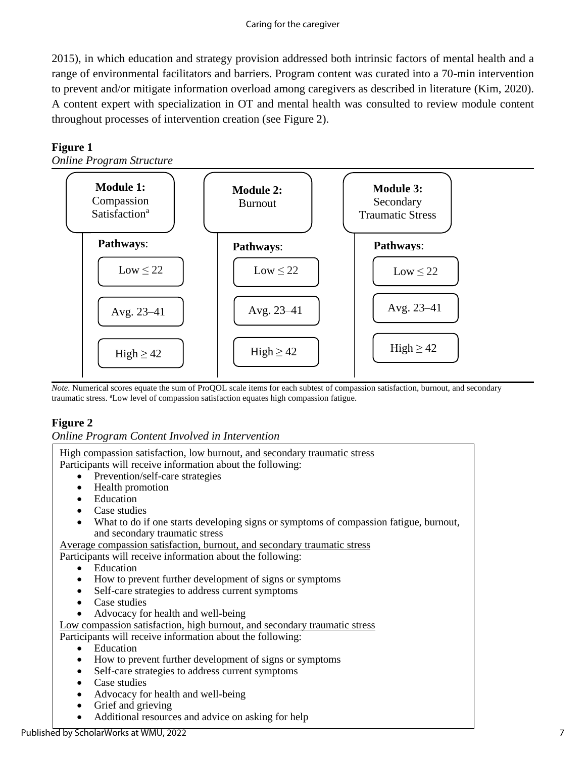2015), in which education and strategy provision addressed both intrinsic factors of mental health and a range of environmental facilitators and barriers. Program content was curated into a 70-min intervention to prevent and/or mitigate information overload among caregivers as described in literature (Kim, 2020). A content expert with specialization in OT and mental health was consulted to review module content throughout processes of intervention creation (see Figure 2).

**Figure 1**

*Online Program Structure*

| **Module 1:** Compassion Satisfaction[a] | **Module 2:** Burnout | **Module 3:** Secondary Traumatic Stress |
|---|---|---|
| **Pathways**: | **Pathways**: | **Pathways**: |
| Low ≤ 22 | Low ≤ 22 | Low ≤ 22 |
| Avg. 23–41 | Avg. 23–41 | Avg. 23–41 |
| High ≥ 42 | High ≥ 42 | High ≥ 42 |

*Note.* Numerical scores equate the sum of ProQOL scale items for each subtest of compassion satisfaction, burnout, and secondary traumatic stress. [a]Low level of compassion satisfaction equates high compassion fatigue.

**Figure 2**

*Online Program Content Involved in Intervention*

High compassion satisfaction, low burnout, and secondary traumatic stress

Participants will receive information about the following:

- Prevention/self-care strategies
- Health promotion
- Education
- Case studies
- What to do if one starts developing signs or symptoms of compassion fatigue, burnout, and secondary traumatic stress

Average compassion satisfaction, burnout, and secondary traumatic stress

Participants will receive information about the following:

- Education
- How to prevent further development of signs or symptoms
- Self-care strategies to address current symptoms
- Case studies
- Advocacy for health and well-being

Low compassion satisfaction, high burnout, and secondary traumatic stress

Participants will receive information about the following:

- Education
- How to prevent further development of signs or symptoms
- Self-care strategies to address current symptoms
- Case studies
- Advocacy for health and well-being
- Grief and grieving
- Additional resources and advice on asking for help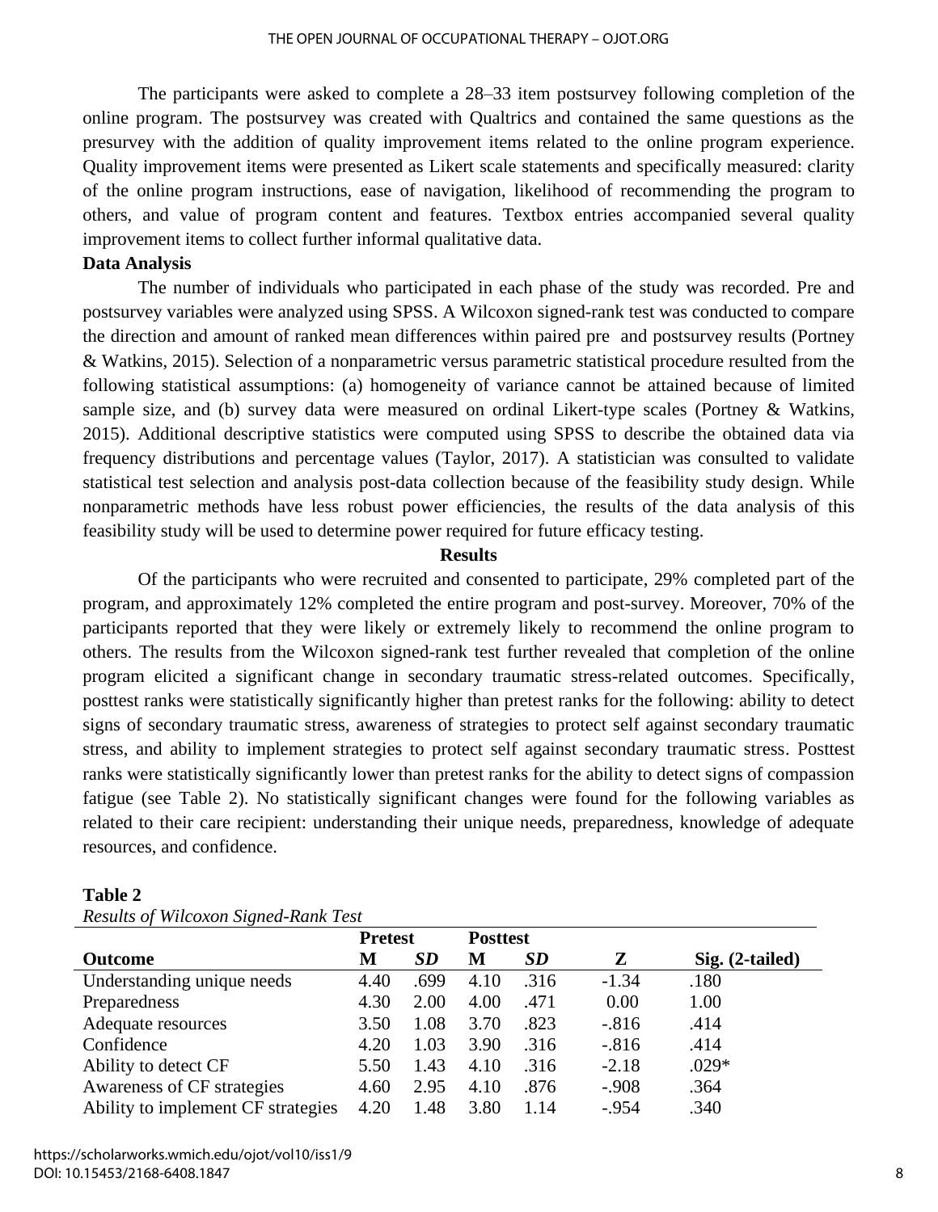The participants were asked to complete a 28–33 item postsurvey following completion of the online program. The postsurvey was created with Qualtrics and contained the same questions as the presurvey with the addition of quality improvement items related to the online program experience. Quality improvement items were presented as Likert scale statements and specifically measured: clarity of the online program instructions, ease of navigation, likelihood of recommending the program to others, and value of program content and features. Textbox entries accompanied several quality improvement items to collect further informal qualitative data.

**Data Analysis**

The number of individuals who participated in each phase of the study was recorded. Pre and postsurvey variables were analyzed using SPSS. A Wilcoxon signed-rank test was conducted to compare the direction and amount of ranked mean differences within paired pre and postsurvey results (Portney & Watkins, 2015). Selection of a nonparametric versus parametric statistical procedure resulted from the following statistical assumptions: (a) homogeneity of variance cannot be attained because of limited sample size, and (b) survey data were measured on ordinal Likert-type scales (Portney & Watkins, 2015). Additional descriptive statistics were computed using SPSS to describe the obtained data via frequency distributions and percentage values (Taylor, 2017). A statistician was consulted to validate statistical test selection and analysis post-data collection because of the feasibility study design. While nonparametric methods have less robust power efficiencies, the results of the data analysis of this feasibility study will be used to determine power required for future efficacy testing.

## Results

Of the participants who were recruited and consented to participate, 29% completed part of the program, and approximately 12% completed the entire program and post-survey. Moreover, 70% of the participants reported that they were likely or extremely likely to recommend the online program to others. The results from the Wilcoxon signed-rank test further revealed that completion of the online program elicited a significant change in secondary traumatic stress-related outcomes. Specifically, posttest ranks were statistically significantly higher than pretest ranks for the following: ability to detect signs of secondary traumatic stress, awareness of strategies to protect self against secondary traumatic stress, and ability to implement strategies to protect self against secondary traumatic stress. Posttest ranks were statistically significantly lower than pretest ranks for the ability to detect signs of compassion fatigue (see Table 2). No statistically significant changes were found for the following variables as related to their care recipient: understanding their unique needs, preparedness, knowledge of adequate resources, and confidence.

**Table 2**

*Results of Wilcoxon Signed-Rank Test*

| | Pretest | | Posttest | | | |
|---|---|---|---|---|---|---|
| **Outcome** | **M** | ***SD*** | **M** | ***SD*** | **Z** | **Sig. (2-tailed)** |
| Understanding unique needs | 4.40 | .699 | 4.10 | .316 | -1.34 | .180 |
| Preparedness | 4.30 | 2.00 | 4.00 | .471 | 0.00 | 1.00 |
| Adequate resources | 3.50 | 1.08 | 3.70 | .823 | -.816 | .414 |
| Confidence | 4.20 | 1.03 | 3.90 | .316 | -.816 | .414 |
| Ability to detect CF | 5.50 | 1.43 | 4.10 | .316 | -2.18 | .029* |
| Awareness of CF strategies | 4.60 | 2.95 | 4.10 | .876 | -.908 | .364 |
| Ability to implement CF strategies | 4.20 | 1.48 | 3.80 | 1.14 | -.954 | .340 |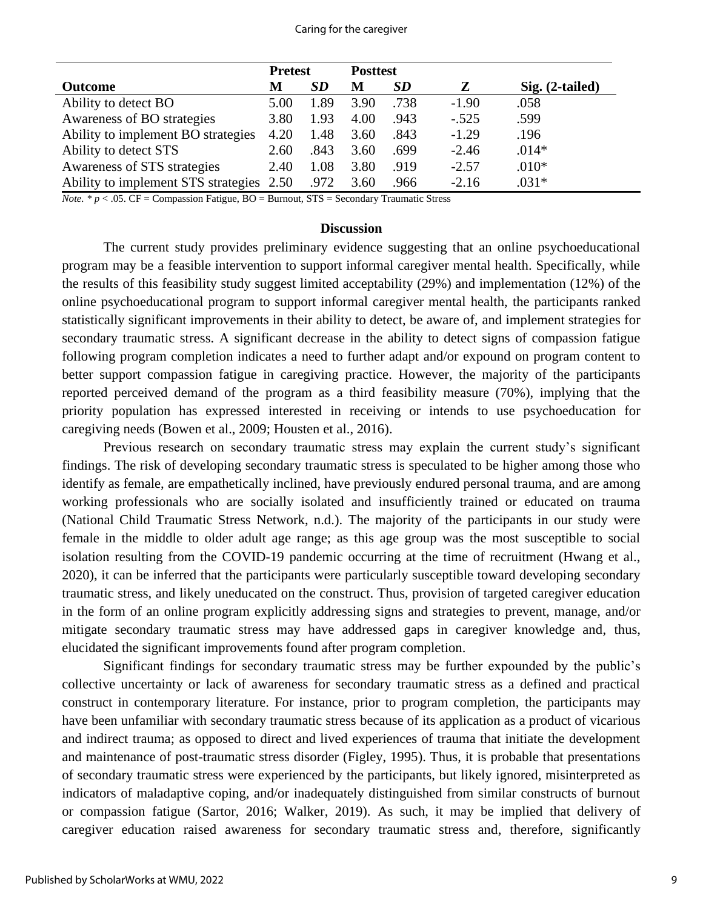| | Pretest | | Posttest | | | |
|---|---|---|---|---|---|---|
| **Outcome** | **M** | ***SD*** | **M** | ***SD*** | **Z** | **Sig. (2-tailed)** |
| Ability to detect BO | 5.00 | 1.89 | 3.90 | .738 | -1.90 | .058 |
| Awareness of BO strategies | 3.80 | 1.93 | 4.00 | .943 | -.525 | .599 |
| Ability to implement BO strategies | 4.20 | 1.48 | 3.60 | .843 | -1.29 | .196 |
| Ability to detect STS | 2.60 | .843 | 3.60 | .699 | -2.46 | .014* |
| Awareness of STS strategies | 2.40 | 1.08 | 3.80 | .919 | -2.57 | .010* |
| Ability to implement STS strategies | 2.50 | .972 | 3.60 | .966 | -2.16 | .031* |

*Note.* * $p < .05$. CF = Compassion Fatigue, BO = Burnout, STS = Secondary Traumatic Stress

## Discussion

The current study provides preliminary evidence suggesting that an online psychoeducational program may be a feasible intervention to support informal caregiver mental health. Specifically, while the results of this feasibility study suggest limited acceptability (29%) and implementation (12%) of the online psychoeducational program to support informal caregiver mental health, the participants ranked statistically significant improvements in their ability to detect, be aware of, and implement strategies for secondary traumatic stress. A significant decrease in the ability to detect signs of compassion fatigue following program completion indicates a need to further adapt and/or expound on program content to better support compassion fatigue in caregiving practice. However, the majority of the participants reported perceived demand of the program as a third feasibility measure (70%), implying that the priority population has expressed interested in receiving or intends to use psychoeducation for caregiving needs (Bowen et al., 2009; Housten et al., 2016).

Previous research on secondary traumatic stress may explain the current study's significant findings. The risk of developing secondary traumatic stress is speculated to be higher among those who identify as female, are empathetically inclined, have previously endured personal trauma, and are among working professionals who are socially isolated and insufficiently trained or educated on trauma (National Child Traumatic Stress Network, n.d.). The majority of the participants in our study were female in the middle to older adult age range; as this age group was the most susceptible to social isolation resulting from the COVID-19 pandemic occurring at the time of recruitment (Hwang et al., 2020), it can be inferred that the participants were particularly susceptible toward developing secondary traumatic stress, and likely uneducated on the construct. Thus, provision of targeted caregiver education in the form of an online program explicitly addressing signs and strategies to prevent, manage, and/or mitigate secondary traumatic stress may have addressed gaps in caregiver knowledge and, thus, elucidated the significant improvements found after program completion.

Significant findings for secondary traumatic stress may be further expounded by the public's collective uncertainty or lack of awareness for secondary traumatic stress as a defined and practical construct in contemporary literature. For instance, prior to program completion, the participants may have been unfamiliar with secondary traumatic stress because of its application as a product of vicarious and indirect trauma; as opposed to direct and lived experiences of trauma that initiate the development and maintenance of post-traumatic stress disorder (Figley, 1995). Thus, it is probable that presentations of secondary traumatic stress were experienced by the participants, but likely ignored, misinterpreted as indicators of maladaptive coping, and/or inadequately distinguished from similar constructs of burnout or compassion fatigue (Sartor, 2016; Walker, 2019). As such, it may be implied that delivery of caregiver education raised awareness for secondary traumatic stress and, therefore, significantly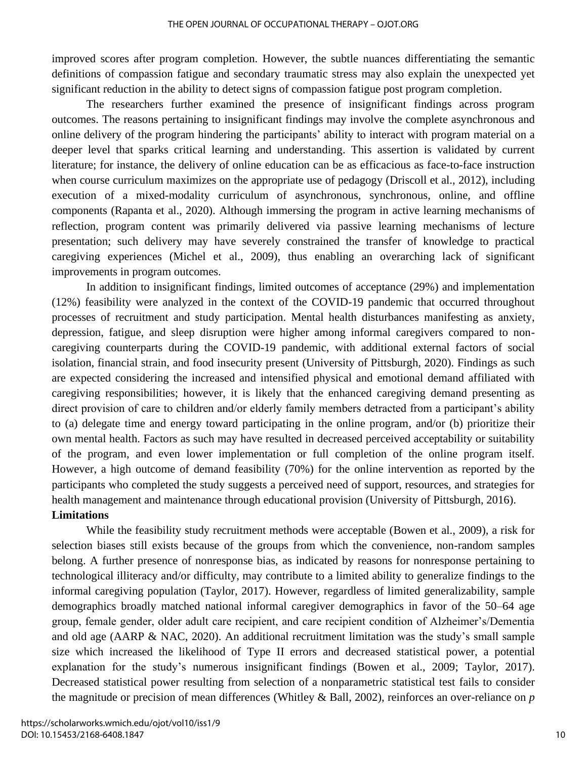improved scores after program completion. However, the subtle nuances differentiating the semantic definitions of compassion fatigue and secondary traumatic stress may also explain the unexpected yet significant reduction in the ability to detect signs of compassion fatigue post program completion.

The researchers further examined the presence of insignificant findings across program outcomes. The reasons pertaining to insignificant findings may involve the complete asynchronous and online delivery of the program hindering the participants' ability to interact with program material on a deeper level that sparks critical learning and understanding. This assertion is validated by current literature; for instance, the delivery of online education can be as efficacious as face-to-face instruction when course curriculum maximizes on the appropriate use of pedagogy (Driscoll et al., 2012), including execution of a mixed-modality curriculum of asynchronous, synchronous, online, and offline components (Rapanta et al., 2020). Although immersing the program in active learning mechanisms of reflection, program content was primarily delivered via passive learning mechanisms of lecture presentation; such delivery may have severely constrained the transfer of knowledge to practical caregiving experiences (Michel et al., 2009), thus enabling an overarching lack of significant improvements in program outcomes.

In addition to insignificant findings, limited outcomes of acceptance (29%) and implementation (12%) feasibility were analyzed in the context of the COVID-19 pandemic that occurred throughout processes of recruitment and study participation. Mental health disturbances manifesting as anxiety, depression, fatigue, and sleep disruption were higher among informal caregivers compared to non-caregiving counterparts during the COVID-19 pandemic, with additional external factors of social isolation, financial strain, and food insecurity present (University of Pittsburgh, 2020). Findings as such are expected considering the increased and intensified physical and emotional demand affiliated with caregiving responsibilities; however, it is likely that the enhanced caregiving demand presenting as direct provision of care to children and/or elderly family members detracted from a participant's ability to (a) delegate time and energy toward participating in the online program, and/or (b) prioritize their own mental health. Factors as such may have resulted in decreased perceived acceptability or suitability of the program, and even lower implementation or full completion of the online program itself. However, a high outcome of demand feasibility (70%) for the online intervention as reported by the participants who completed the study suggests a perceived need of support, resources, and strategies for health management and maintenance through educational provision (University of Pittsburgh, 2016).

**Limitations**

While the feasibility study recruitment methods were acceptable (Bowen et al., 2009), a risk for selection biases still exists because of the groups from which the convenience, non-random samples belong. A further presence of nonresponse bias, as indicated by reasons for nonresponse pertaining to technological illiteracy and/or difficulty, may contribute to a limited ability to generalize findings to the informal caregiving population (Taylor, 2017). However, regardless of limited generalizability, sample demographics broadly matched national informal caregiver demographics in favor of the 50–64 age group, female gender, older adult care recipient, and care recipient condition of Alzheimer's/Dementia and old age (AARP & NAC, 2020). An additional recruitment limitation was the study's small sample size which increased the likelihood of Type II errors and decreased statistical power, a potential explanation for the study's numerous insignificant findings (Bowen et al., 2009; Taylor, 2017). Decreased statistical power resulting from selection of a nonparametric statistical test fails to consider the magnitude or precision of mean differences (Whitley & Ball, 2002), reinforces an over-reliance on *p*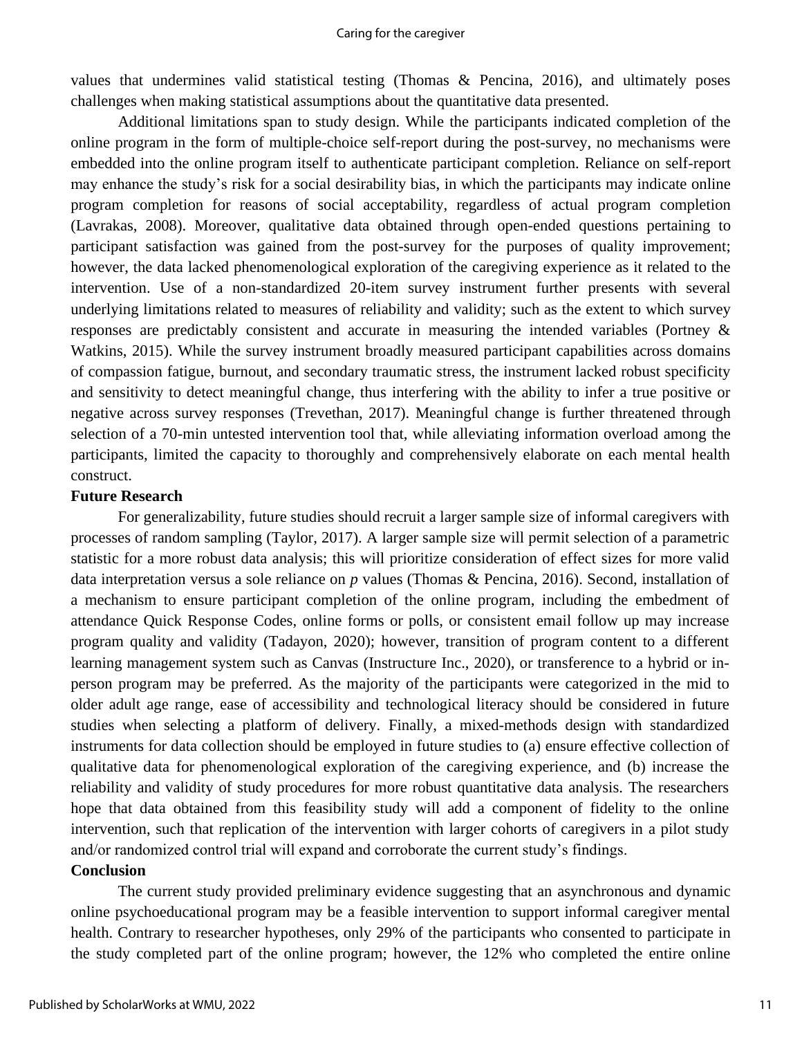values that undermines valid statistical testing (Thomas & Pencina, 2016), and ultimately poses challenges when making statistical assumptions about the quantitative data presented.

Additional limitations span to study design. While the participants indicated completion of the online program in the form of multiple-choice self-report during the post-survey, no mechanisms were embedded into the online program itself to authenticate participant completion. Reliance on self-report may enhance the study's risk for a social desirability bias, in which the participants may indicate online program completion for reasons of social acceptability, regardless of actual program completion (Lavrakas, 2008). Moreover, qualitative data obtained through open-ended questions pertaining to participant satisfaction was gained from the post-survey for the purposes of quality improvement; however, the data lacked phenomenological exploration of the caregiving experience as it related to the intervention. Use of a non-standardized 20-item survey instrument further presents with several underlying limitations related to measures of reliability and validity; such as the extent to which survey responses are predictably consistent and accurate in measuring the intended variables (Portney & Watkins, 2015). While the survey instrument broadly measured participant capabilities across domains of compassion fatigue, burnout, and secondary traumatic stress, the instrument lacked robust specificity and sensitivity to detect meaningful change, thus interfering with the ability to infer a true positive or negative across survey responses (Trevethan, 2017). Meaningful change is further threatened through selection of a 70-min untested intervention tool that, while alleviating information overload among the participants, limited the capacity to thoroughly and comprehensively elaborate on each mental health construct.

**Future Research**

For generalizability, future studies should recruit a larger sample size of informal caregivers with processes of random sampling (Taylor, 2017). A larger sample size will permit selection of a parametric statistic for a more robust data analysis; this will prioritize consideration of effect sizes for more valid data interpretation versus a sole reliance on *p* values (Thomas & Pencina, 2016). Second, installation of a mechanism to ensure participant completion of the online program, including the embedment of attendance Quick Response Codes, online forms or polls, or consistent email follow up may increase program quality and validity (Tadayon, 2020); however, transition of program content to a different learning management system such as Canvas (Instructure Inc., 2020), or transference to a hybrid or in-person program may be preferred. As the majority of the participants were categorized in the mid to older adult age range, ease of accessibility and technological literacy should be considered in future studies when selecting a platform of delivery. Finally, a mixed-methods design with standardized instruments for data collection should be employed in future studies to (a) ensure effective collection of qualitative data for phenomenological exploration of the caregiving experience, and (b) increase the reliability and validity of study procedures for more robust quantitative data analysis. The researchers hope that data obtained from this feasibility study will add a component of fidelity to the online intervention, such that replication of the intervention with larger cohorts of caregivers in a pilot study and/or randomized control trial will expand and corroborate the current study's findings.

**Conclusion**

The current study provided preliminary evidence suggesting that an asynchronous and dynamic online psychoeducational program may be a feasible intervention to support informal caregiver mental health. Contrary to researcher hypotheses, only 29% of the participants who consented to participate in the study completed part of the online program; however, the 12% who completed the entire online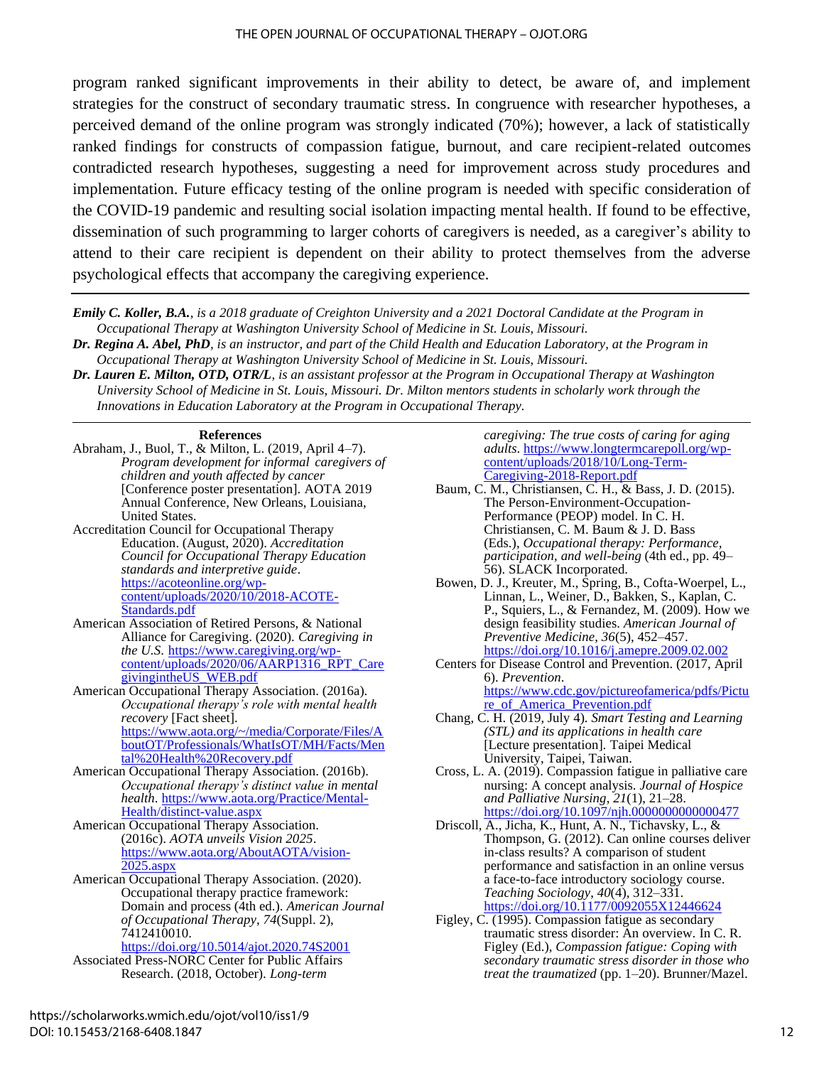program ranked significant improvements in their ability to detect, be aware of, and implement strategies for the construct of secondary traumatic stress. In congruence with researcher hypotheses, a perceived demand of the online program was strongly indicated (70%); however, a lack of statistically ranked findings for constructs of compassion fatigue, burnout, and care recipient-related outcomes contradicted research hypotheses, suggesting a need for improvement across study procedures and implementation. Future efficacy testing of the online program is needed with specific consideration of the COVID-19 pandemic and resulting social isolation impacting mental health. If found to be effective, dissemination of such programming to larger cohorts of caregivers is needed, as a caregiver's ability to attend to their care recipient is dependent on their ability to protect themselves from the adverse psychological effects that accompany the caregiving experience.

---

***Emily C. Koller, B.A.**, is a 2018 graduate of Creighton University and a 2021 Doctoral Candidate at the Program in Occupational Therapy at Washington University School of Medicine in St. Louis, Missouri.*

***Dr. Regina A. Abel, PhD**, is an instructor, and part of the Child Health and Education Laboratory, at the Program in Occupational Therapy at Washington University School of Medicine in St. Louis, Missouri.*

***Dr. Lauren E. Milton, OTD, OTR/L**, is an assistant professor at the Program in Occupational Therapy at Washington University School of Medicine in St. Louis, Missouri. Dr. Milton mentors students in scholarly work through the Innovations in Education Laboratory at the Program in Occupational Therapy.*

---

## References

Abraham, J., Buol, T., & Milton, L. (2019, April 4–7). *Program development for informal caregivers of children and youth affected by cancer* [Conference poster presentation]. AOTA 2019 Annual Conference, New Orleans, Louisiana, United States.

Accreditation Council for Occupational Therapy Education. (August, 2020). *Accreditation Council for Occupational Therapy Education standards and interpretive guide*. https://acoteonline.org/wp-content/uploads/2020/10/2018-ACOTE-Standards.pdf

American Association of Retired Persons, & National Alliance for Caregiving. (2020). *Caregiving in the U.S.* https://www.caregiving.org/wp-content/uploads/2020/06/AARP1316_RPT_CaregivingintheUS_WEB.pdf

American Occupational Therapy Association. (2016a). *Occupational therapy's role with mental health recovery* [Fact sheet]. https://www.aota.org/~/media/Corporate/Files/AboutOT/Professionals/WhatIsOT/MH/Facts/Mental%20Health%20Recovery.pdf

American Occupational Therapy Association. (2016b). *Occupational therapy's distinct value in mental health*. https://www.aota.org/Practice/Mental-Health/distinct-value.aspx

American Occupational Therapy Association. (2016c). *AOTA unveils Vision 2025*. https://www.aota.org/AboutAOTA/vision-2025.aspx

American Occupational Therapy Association. (2020). Occupational therapy practice framework: Domain and process (4th ed.). *American Journal of Occupational Therapy*, *74*(Suppl. 2), 7412410010. https://doi.org/10.5014/ajot.2020.74S2001

Associated Press-NORC Center for Public Affairs Research. (2018, October). *Long-term caregiving: The true costs of caring for aging adults*. https://www.longtermcarepoll.org/wp-content/uploads/2018/10/Long-Term-Caregiving-2018-Report.pdf

Baum, C. M., Christiansen, C. H., & Bass, J. D. (2015). The Person-Environment-Occupation-Performance (PEOP) model. In C. H. Christiansen, C. M. Baum & J. D. Bass (Eds.), *Occupational therapy: Performance, participation, and well-being* (4th ed., pp. 49–56). SLACK Incorporated.

Bowen, D. J., Kreuter, M., Spring, B., Cofta-Woerpel, L., Linnan, L., Weiner, D., Bakken, S., Kaplan, C. P., Squiers, L., & Fernandez, M. (2009). How we design feasibility studies. *American Journal of Preventive Medicine*, *36*(5), 452–457. https://doi.org/10.1016/j.amepre.2009.02.002

Centers for Disease Control and Prevention. (2017, April 6). *Prevention*. https://www.cdc.gov/pictureofamerica/pdfs/Picture_of_America_Prevention.pdf

Chang, C. H. (2019, July 4). *Smart Testing and Learning (STL) and its applications in health care* [Lecture presentation]. Taipei Medical University, Taipei, Taiwan.

Cross, L. A. (2019). Compassion fatigue in palliative care nursing: A concept analysis. *Journal of Hospice and Palliative Nursing*, *21*(1), 21–28. https://doi.org/10.1097/njh.0000000000000477

Driscoll, A., Jicha, K., Hunt, A. N., Tichavsky, L., & Thompson, G. (2012). Can online courses deliver in-class results? A comparison of student performance and satisfaction in an online versus a face-to-face introductory sociology course. *Teaching Sociology*, *40*(4), 312–331. https://doi.org/10.1177/0092055X12446624

Figley, C. (1995). Compassion fatigue as secondary traumatic stress disorder: An overview. In C. R. Figley (Ed.), *Compassion fatigue: Coping with secondary traumatic stress disorder in those who treat the traumatized* (pp. 1–20). Brunner/Mazel.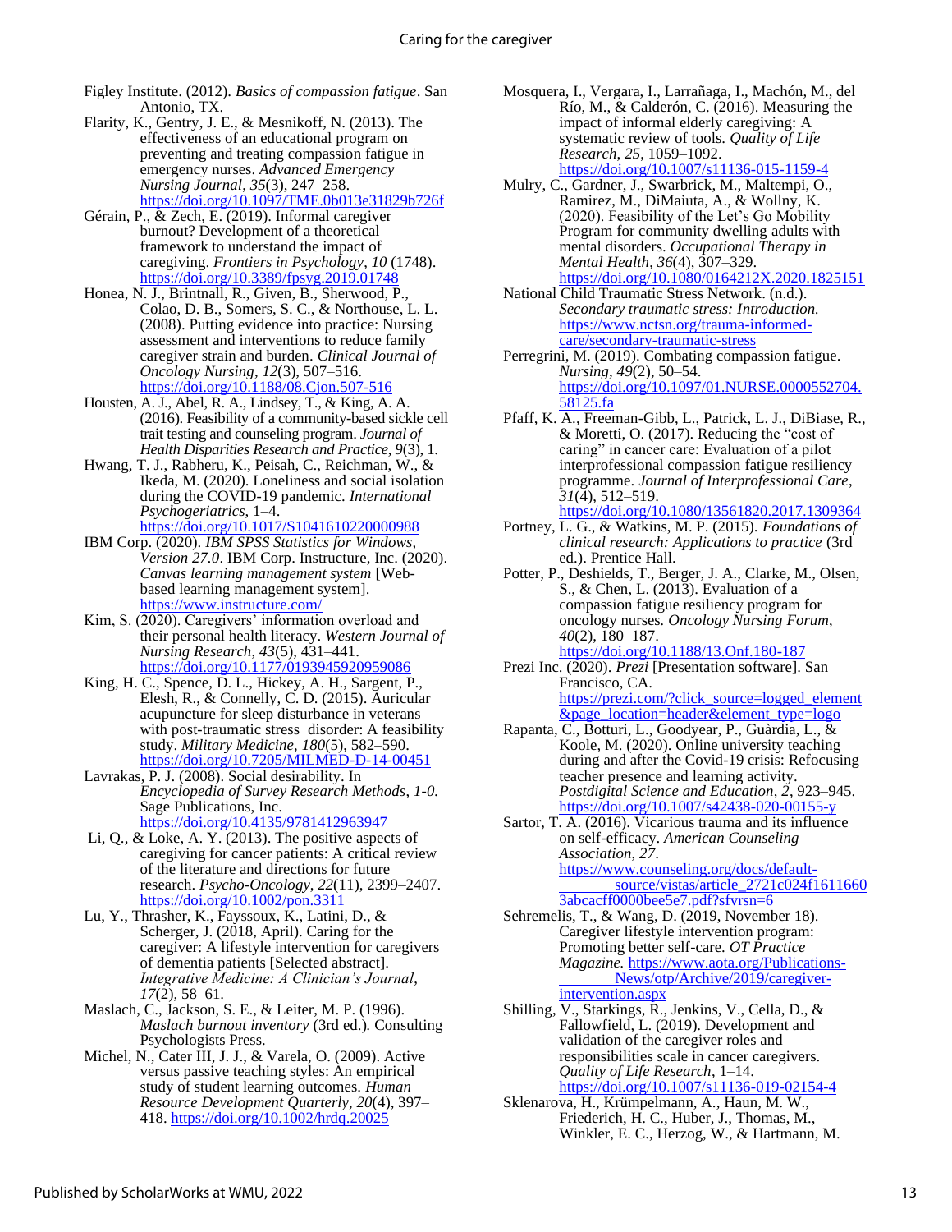Figley Institute. (2012). *Basics of compassion fatigue*. San Antonio, TX.

Flarity, K., Gentry, J. E., & Mesnikoff, N. (2013). The effectiveness of an educational program on preventing and treating compassion fatigue in emergency nurses. *Advanced Emergency Nursing Journal*, *35*(3), 247–258. https://doi.org/10.1097/TME.0b013e31829b726f

Gérain, P., & Zech, E. (2019). Informal caregiver burnout? Development of a theoretical framework to understand the impact of caregiving. *Frontiers in Psychology*, *10* (1748). https://doi.org/10.3389/fpsyg.2019.01748

Honea, N. J., Brintnall, R., Given, B., Sherwood, P., Colao, D. B., Somers, S. C., & Northouse, L. L. (2008). Putting evidence into practice: Nursing assessment and interventions to reduce family caregiver strain and burden. *Clinical Journal of Oncology Nursing*, *12*(3), 507–516. https://doi.org/10.1188/08.Cjon.507-516

Housten, A. J., Abel, R. A., Lindsey, T., & King, A. A. (2016). Feasibility of a community-based sickle cell trait testing and counseling program. *Journal of Health Disparities Research and Practice*, *9*(3), 1.

Hwang, T. J., Rabheru, K., Peisah, C., Reichman, W., & Ikeda, M. (2020). Loneliness and social isolation during the COVID-19 pandemic. *International Psychogeriatrics*, 1–4. https://doi.org/10.1017/S1041610220000988

IBM Corp. (2020). *IBM SPSS Statistics for Windows, Version 27.0*. IBM Corp. Instructure, Inc. (2020). *Canvas learning management system* [Web-based learning management system]. https://www.instructure.com/

Kim, S. (2020). Caregivers' information overload and their personal health literacy. *Western Journal of Nursing Research*, *43*(5), 431–441. https://doi.org/10.1177/0193945920959086

King, H. C., Spence, D. L., Hickey, A. H., Sargent, P., Elesh, R., & Connelly, C. D. (2015). Auricular acupuncture for sleep disturbance in veterans with post-traumatic stress disorder: A feasibility study. *Military Medicine*, *180*(5), 582–590. https://doi.org/10.7205/MILMED-D-14-00451

Lavrakas, P. J. (2008). Social desirability. In *Encyclopedia of Survey Research Methods*, *1-0.* Sage Publications, Inc. https://doi.org/10.4135/9781412963947

Li, Q., & Loke, A. Y. (2013). The positive aspects of caregiving for cancer patients: A critical review of the literature and directions for future research. *Psycho-Oncology*, *22*(11), 2399–2407. https://doi.org/10.1002/pon.3311

Lu, Y., Thrasher, K., Fayssoux, K., Latini, D., & Scherger, J. (2018, April). Caring for the caregiver: A lifestyle intervention for caregivers of dementia patients [Selected abstract]. *Integrative Medicine: A Clinician's Journal*, *17*(2), 58–61.

Maslach, C., Jackson, S. E., & Leiter, M. P. (1996). *Maslach burnout inventory* (3rd ed.). Consulting Psychologists Press.

Michel, N., Cater III, J. J., & Varela, O. (2009). Active versus passive teaching styles: An empirical study of student learning outcomes. *Human Resource Development Quarterly*, *20*(4), 397–418. https://doi.org/10.1002/hrdq.20025

Mosquera, I., Vergara, I., Larrañaga, I., Machón, M., del Río, M., & Calderón, C. (2016). Measuring the impact of informal elderly caregiving: A systematic review of tools. *Quality of Life Research*, *25*, 1059–1092. https://doi.org/10.1007/s11136-015-1159-4

Mulry, C., Gardner, J., Swarbrick, M., Maltempi, O., Ramirez, M., DiMaiuta, A., & Wollny, K. (2020). Feasibility of the Let's Go Mobility Program for community dwelling adults with mental disorders. *Occupational Therapy in Mental Health*, *36*(4), 307–329. https://doi.org/10.1080/0164212X.2020.1825151

National Child Traumatic Stress Network. (n.d.). *Secondary traumatic stress: Introduction.* https://www.nctsn.org/trauma-informed-care/secondary-traumatic-stress

Perregrini, M. (2019). Combating compassion fatigue. *Nursing*, *49*(2), 50–54. https://doi.org/10.1097/01.NURSE.0000552704.58125.fa

Pfaff, K. A., Freeman-Gibb, L., Patrick, L. J., DiBiase, R., & Moretti, O. (2017). Reducing the "cost of caring" in cancer care: Evaluation of a pilot interprofessional compassion fatigue resiliency programme. *Journal of Interprofessional Care*, *31*(4), 512–519. https://doi.org/10.1080/13561820.2017.1309364

Portney, L. G., & Watkins, M. P. (2015). *Foundations of clinical research: Applications to practice* (3rd ed.). Prentice Hall.

Potter, P., Deshields, T., Berger, J. A., Clarke, M., Olsen, S., & Chen, L. (2013). Evaluation of a compassion fatigue resiliency program for oncology nurses. *Oncology Nursing Forum*, *40*(2), 180–187. https://doi.org/10.1188/13.Onf.180-187

Prezi Inc. (2020). *Prezi* [Presentation software]. San Francisco, CA. https://prezi.com/?click_source=logged_element&page_location=header&element_type=logo

Rapanta, C., Botturi, L., Goodyear, P., Guàrdia, L., & Koole, M. (2020). Online university teaching during and after the Covid-19 crisis: Refocusing teacher presence and learning activity. *Postdigital Science and Education*, *2*, 923–945. https://doi.org/10.1007/s42438-020-00155-y

Sartor, T. A. (2016). Vicarious trauma and its influence on self-efficacy. *American Counseling Association*, *27*. https://www.counseling.org/docs/default-source/vistas/article_2721c024f16116603abcacff0000bee5e7.pdf?sfvrsn=6

Sehremelis, T., & Wang, D. (2019, November 18). Caregiver lifestyle intervention program: Promoting better self-care. *OT Practice Magazine.* https://www.aota.org/Publications-News/otp/Archive/2019/caregiver-intervention.aspx

Shilling, V., Starkings, R., Jenkins, V., Cella, D., & Fallowfield, L. (2019). Development and validation of the caregiver roles and responsibilities scale in cancer caregivers. *Quality of Life Research*, 1–14. https://doi.org/10.1007/s11136-019-02154-4

Sklenarova, H., Krümpelmann, A., Haun, M. W., Friederich, H. C., Huber, J., Thomas, M., Winkler, E. C., Herzog, W., & Hartmann, M.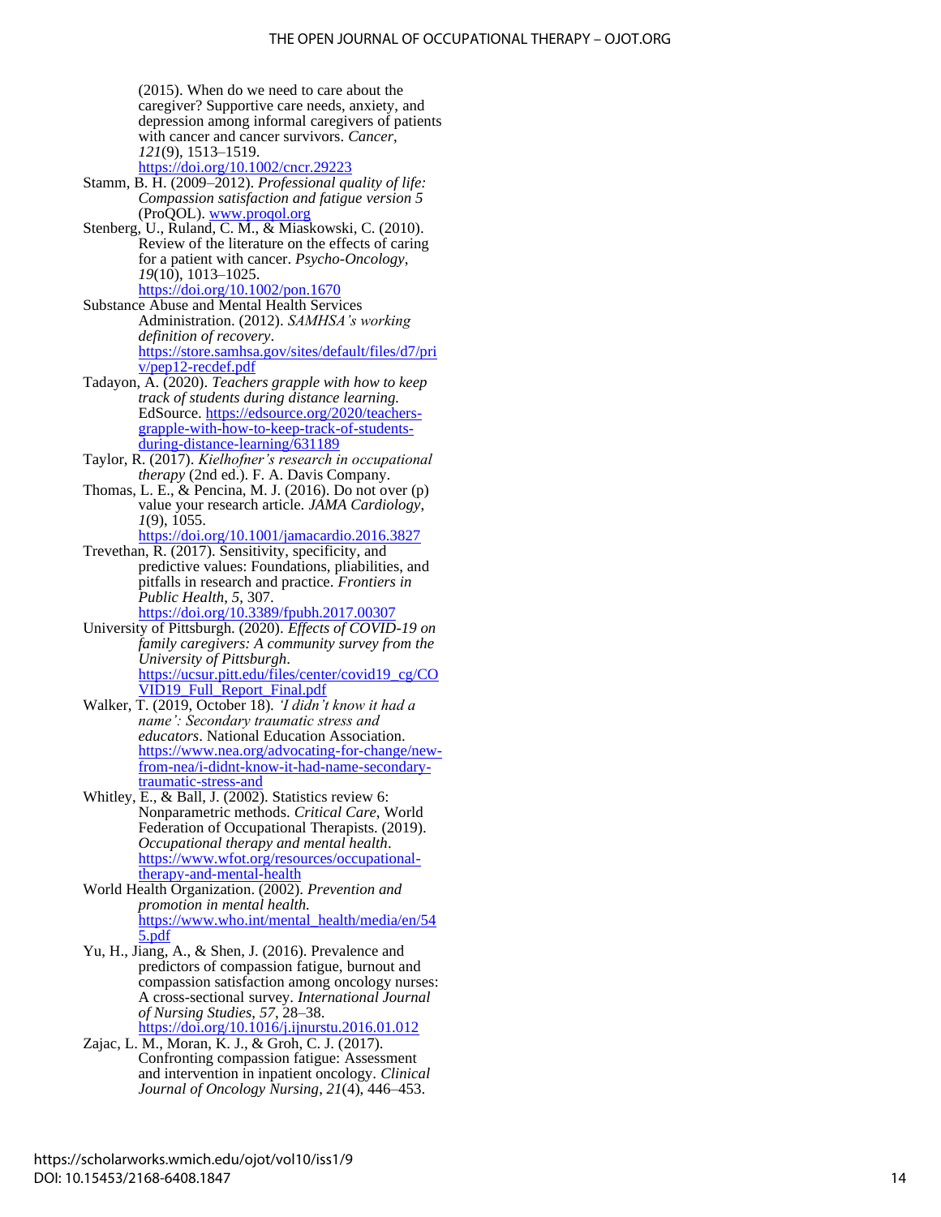(2015). When do we need to care about the caregiver? Supportive care needs, anxiety, and depression among informal caregivers of patients with cancer and cancer survivors. *Cancer*, *121*(9), 1513–1519. https://doi.org/10.1002/cncr.29223

Stamm, B. H. (2009–2012). *Professional quality of life: Compassion satisfaction and fatigue version 5* (ProQOL). www.proqol.org

Stenberg, U., Ruland, C. M., & Miaskowski, C. (2010). Review of the literature on the effects of caring for a patient with cancer. *Psycho-Oncology*, *19*(10), 1013–1025. https://doi.org/10.1002/pon.1670

Substance Abuse and Mental Health Services Administration. (2012). *SAMHSA's working definition of recovery*. https://store.samhsa.gov/sites/default/files/d7/priv/pep12-recdef.pdf

Tadayon, A. (2020). *Teachers grapple with how to keep track of students during distance learning.* EdSource. https://edsource.org/2020/teachers-grapple-with-how-to-keep-track-of-students-during-distance-learning/631189

Taylor, R. (2017). *Kielhofner's research in occupational therapy* (2nd ed.). F. A. Davis Company.

Thomas, L. E., & Pencina, M. J. (2016). Do not over (p) value your research article. *JAMA Cardiology*, *1*(9), 1055. https://doi.org/10.1001/jamacardio.2016.3827

Trevethan, R. (2017). Sensitivity, specificity, and predictive values: Foundations, pliabilities, and pitfalls in research and practice. *Frontiers in Public Health*, *5*, 307. https://doi.org/10.3389/fpubh.2017.00307

University of Pittsburgh. (2020). *Effects of COVID-19 on family caregivers: A community survey from the University of Pittsburgh*. https://ucsur.pitt.edu/files/center/covid19_cg/COVID19_Full_Report_Final.pdf

Walker, T. (2019, October 18). *'I didn't know it had a name': Secondary traumatic stress and educators*. National Education Association. https://www.nea.org/advocating-for-change/new-from-nea/i-didnt-know-it-had-name-secondary-traumatic-stress-and

Whitley, E., & Ball, J. (2002). Statistics review 6: Nonparametric methods. *Critical Care*, World Federation of Occupational Therapists. (2019). *Occupational therapy and mental health*. https://www.wfot.org/resources/occupational-therapy-and-mental-health

World Health Organization. (2002). *Prevention and promotion in mental health.* https://www.who.int/mental_health/media/en/545.pdf

Yu, H., Jiang, A., & Shen, J. (2016). Prevalence and predictors of compassion fatigue, burnout and compassion satisfaction among oncology nurses: A cross-sectional survey. *International Journal of Nursing Studies*, *57*, 28–38. https://doi.org/10.1016/j.ijnurstu.2016.01.012

Zajac, L. M., Moran, K. J., & Groh, C. J. (2017). Confronting compassion fatigue: Assessment and intervention in inpatient oncology. *Clinical Journal of Oncology Nursing*, *21*(4), 446–453.